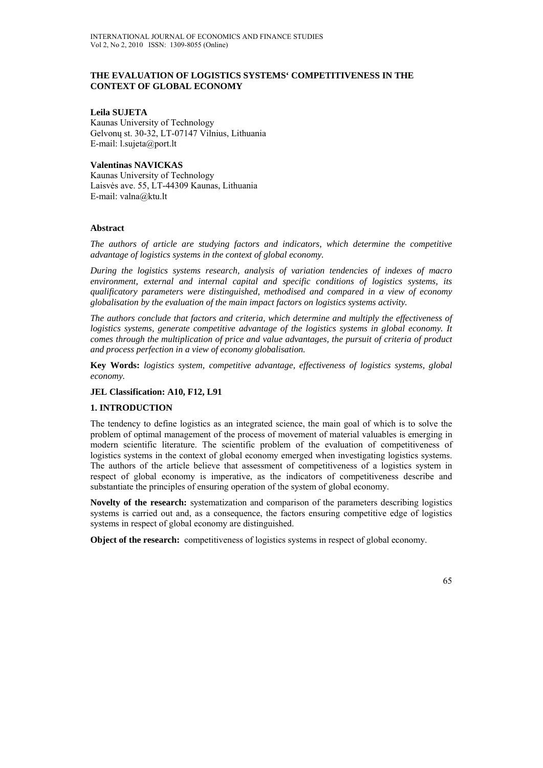# THE EVALUATION OF LOGISTICS SYSTEMS' COMPETITIVENESS IN THE CONTEXT OF GLOBAL ECONOMY

**Leila SUJETA**
Kaunas University of Technology
Gelvonų st. 30-32, LT-07147 Vilnius, Lithuania
E-mail: l.sujeta@port.lt

**Valentinas NAVICKAS**
Kaunas University of Technology
Laisvės ave. 55, LT-44309 Kaunas, Lithuania
E-mail: valna@ktu.lt

## Abstract

*The authors of article are studying factors and indicators, which determine the competitive advantage of logistics systems in the context of global economy.*

*During the logistics systems research, analysis of variation tendencies of indexes of macro environment, external and internal capital and specific conditions of logistics systems, its qualificatory parameters were distinguished, methodised and compared in a view of economy globalisation by the evaluation of the main impact factors on logistics systems activity.*

*The authors conclude that factors and criteria, which determine and multiply the effectiveness of logistics systems, generate competitive advantage of the logistics systems in global economy. It comes through the multiplication of price and value advantages, the pursuit of criteria of product and process perfection in a view of economy globalisation.*

**Key Words:** *logistics system, competitive advantage, effectiveness of logistics systems, global economy.*

**JEL Classification: A10, F12, L91**

## 1. INTRODUCTION

The tendency to define logistics as an integrated science, the main goal of which is to solve the problem of optimal management of the process of movement of material valuables is emerging in modern scientific literature. The scientific problem of the evaluation of competitiveness of logistics systems in the context of global economy emerged when investigating logistics systems. The authors of the article believe that assessment of competitiveness of a logistics system in respect of global economy is imperative, as the indicators of competitiveness describe and substantiate the principles of ensuring operation of the system of global economy.

**Novelty of the research:** systematization and comparison of the parameters describing logistics systems is carried out and, as a consequence, the factors ensuring competitive edge of logistics systems in respect of global economy are distinguished.

**Object of the research:** competitiveness of logistics systems in respect of global economy.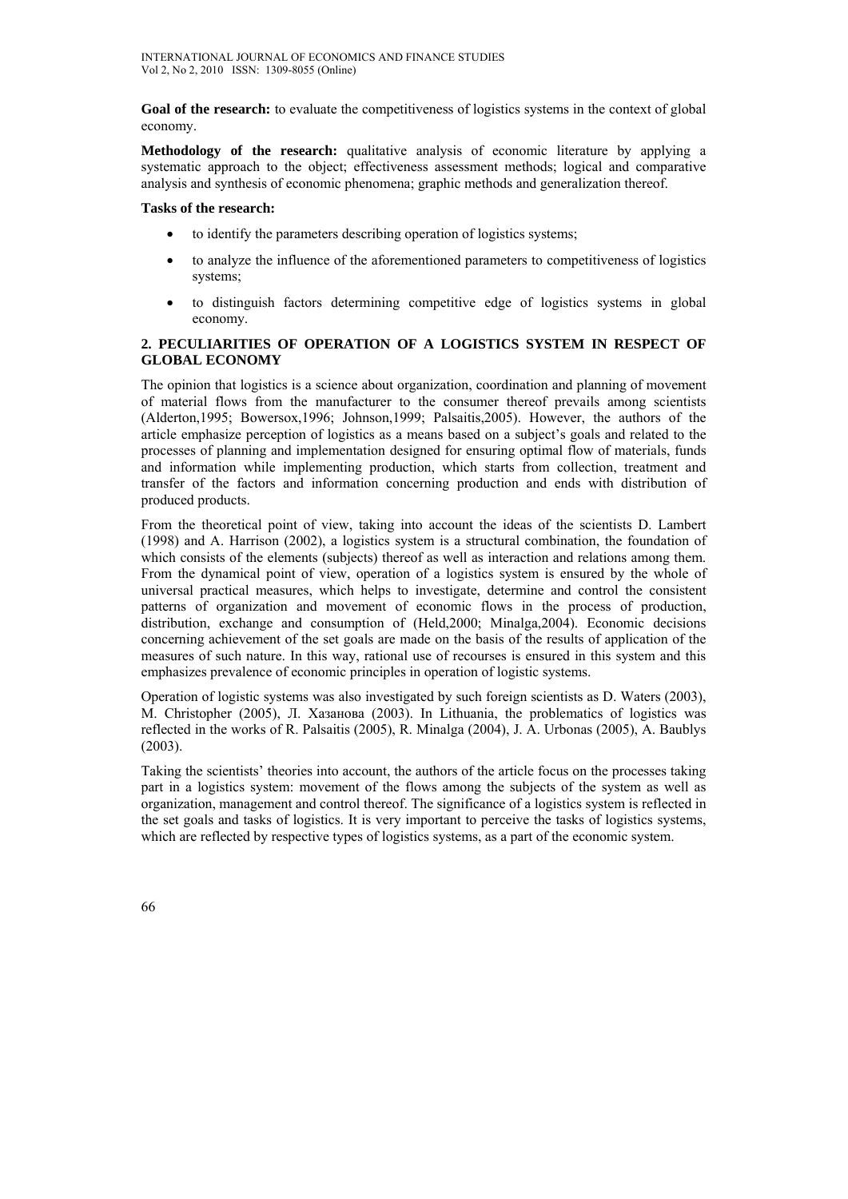**Goal of the research:** to evaluate the competitiveness of logistics systems in the context of global economy.

**Methodology of the research:** qualitative analysis of economic literature by applying a systematic approach to the object; effectiveness assessment methods; logical and comparative analysis and synthesis of economic phenomena; graphic methods and generalization thereof.

**Tasks of the research:**

- to identify the parameters describing operation of logistics systems;
- to analyze the influence of the aforementioned parameters to competitiveness of logistics systems;
- to distinguish factors determining competitive edge of logistics systems in global economy.

## 2. PECULIARITIES OF OPERATION OF A LOGISTICS SYSTEM IN RESPECT OF GLOBAL ECONOMY

The opinion that logistics is a science about organization, coordination and planning of movement of material flows from the manufacturer to the consumer thereof prevails among scientists (Alderton,1995; Bowersox,1996; Johnson,1999; Palsaitis,2005). However, the authors of the article emphasize perception of logistics as a means based on a subject's goals and related to the processes of planning and implementation designed for ensuring optimal flow of materials, funds and information while implementing production, which starts from collection, treatment and transfer of the factors and information concerning production and ends with distribution of produced products.

From the theoretical point of view, taking into account the ideas of the scientists D. Lambert (1998) and A. Harrison (2002), a logistics system is a structural combination, the foundation of which consists of the elements (subjects) thereof as well as interaction and relations among them. From the dynamical point of view, operation of a logistics system is ensured by the whole of universal practical measures, which helps to investigate, determine and control the consistent patterns of organization and movement of economic flows in the process of production, distribution, exchange and consumption of (Held,2000; Minalga,2004). Economic decisions concerning achievement of the set goals are made on the basis of the results of application of the measures of such nature. In this way, rational use of recourses is ensured in this system and this emphasizes prevalence of economic principles in operation of logistic systems.

Operation of logistic systems was also investigated by such foreign scientists as D. Waters (2003), M. Christopher (2005), Л. Хазанова (2003). In Lithuania, the problematics of logistics was reflected in the works of R. Palsaitis (2005), R. Minalga (2004), J. A. Urbonas (2005), A. Baublys (2003).

Taking the scientists' theories into account, the authors of the article focus on the processes taking part in a logistics system: movement of the flows among the subjects of the system as well as organization, management and control thereof. The significance of a logistics system is reflected in the set goals and tasks of logistics. It is very important to perceive the tasks of logistics systems, which are reflected by respective types of logistics systems, as a part of the economic system.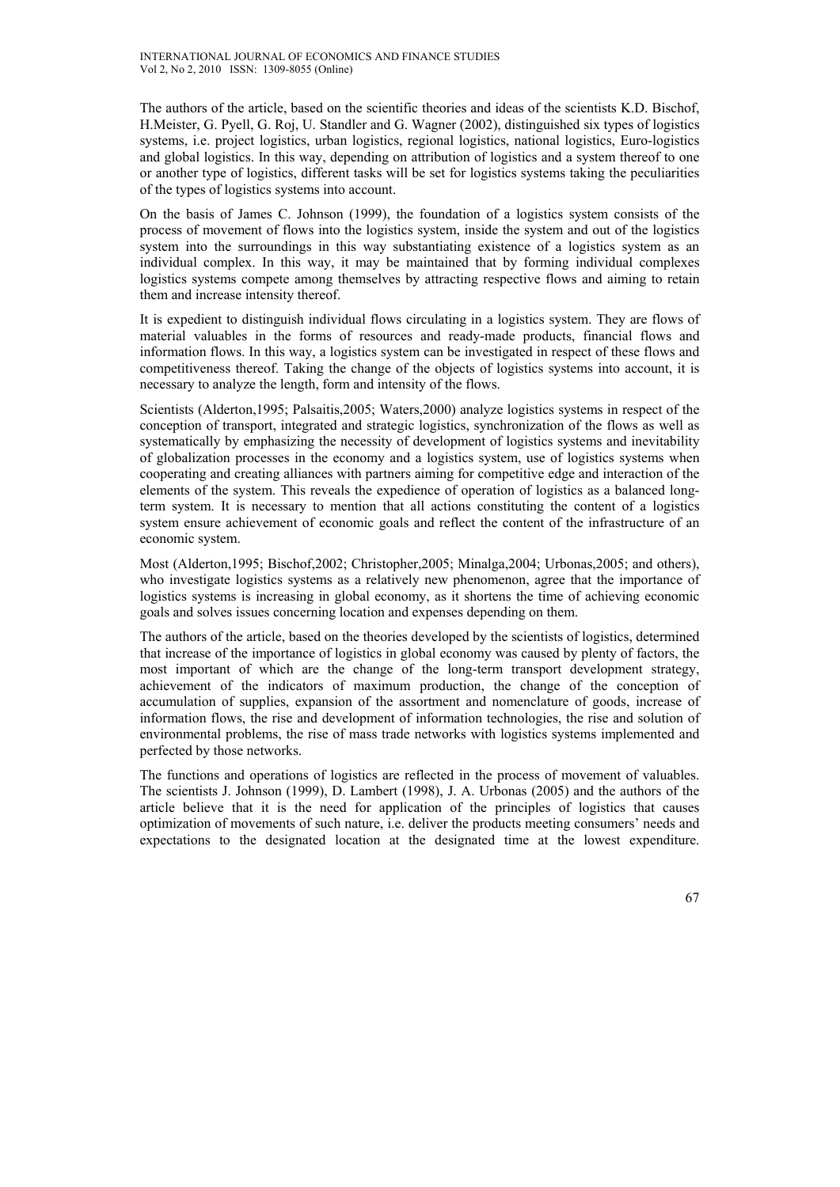The authors of the article, based on the scientific theories and ideas of the scientists K.D. Bischof, H.Meister, G. Pyell, G. Roj, U. Standler and G. Wagner (2002), distinguished six types of logistics systems, i.e. project logistics, urban logistics, regional logistics, national logistics, Euro-logistics and global logistics. In this way, depending on attribution of logistics and a system thereof to one or another type of logistics, different tasks will be set for logistics systems taking the peculiarities of the types of logistics systems into account.

On the basis of James C. Johnson (1999), the foundation of a logistics system consists of the process of movement of flows into the logistics system, inside the system and out of the logistics system into the surroundings in this way substantiating existence of a logistics system as an individual complex. In this way, it may be maintained that by forming individual complexes logistics systems compete among themselves by attracting respective flows and aiming to retain them and increase intensity thereof.

It is expedient to distinguish individual flows circulating in a logistics system. They are flows of material valuables in the forms of resources and ready-made products, financial flows and information flows. In this way, a logistics system can be investigated in respect of these flows and competitiveness thereof. Taking the change of the objects of logistics systems into account, it is necessary to analyze the length, form and intensity of the flows.

Scientists (Alderton,1995; Palsaitis,2005; Waters,2000) analyze logistics systems in respect of the conception of transport, integrated and strategic logistics, synchronization of the flows as well as systematically by emphasizing the necessity of development of logistics systems and inevitability of globalization processes in the economy and a logistics system, use of logistics systems when cooperating and creating alliances with partners aiming for competitive edge and interaction of the elements of the system. This reveals the expedience of operation of logistics as a balanced long-term system. It is necessary to mention that all actions constituting the content of a logistics system ensure achievement of economic goals and reflect the content of the infrastructure of an economic system.

Most (Alderton,1995; Bischof,2002; Christopher,2005; Minalga,2004; Urbonas,2005; and others), who investigate logistics systems as a relatively new phenomenon, agree that the importance of logistics systems is increasing in global economy, as it shortens the time of achieving economic goals and solves issues concerning location and expenses depending on them.

The authors of the article, based on the theories developed by the scientists of logistics, determined that increase of the importance of logistics in global economy was caused by plenty of factors, the most important of which are the change of the long-term transport development strategy, achievement of the indicators of maximum production, the change of the conception of accumulation of supplies, expansion of the assortment and nomenclature of goods, increase of information flows, the rise and development of information technologies, the rise and solution of environmental problems, the rise of mass trade networks with logistics systems implemented and perfected by those networks.

The functions and operations of logistics are reflected in the process of movement of valuables. The scientists J. Johnson (1999), D. Lambert (1998), J. A. Urbonas (2005) and the authors of the article believe that it is the need for application of the principles of logistics that causes optimization of movements of such nature, i.e. deliver the products meeting consumers' needs and expectations to the designated location at the designated time at the lowest expenditure.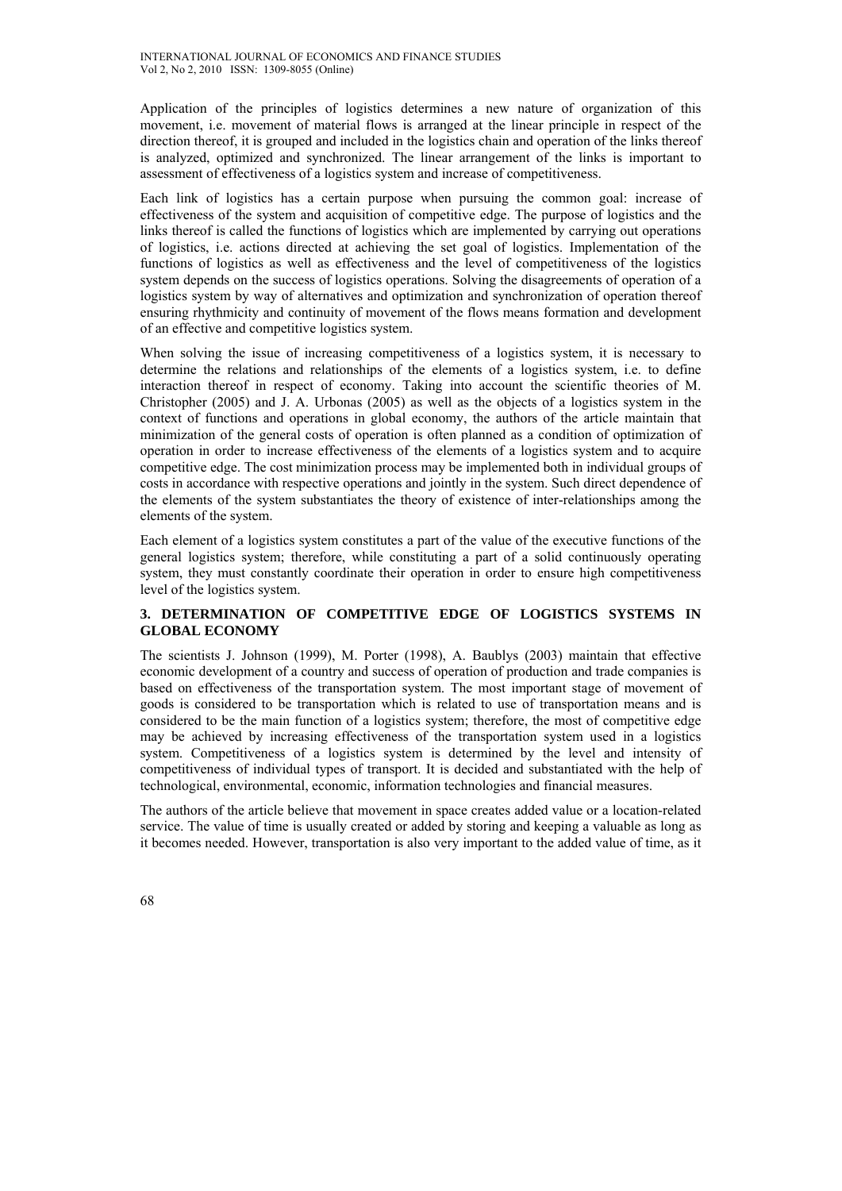Application of the principles of logistics determines a new nature of organization of this movement, i.e. movement of material flows is arranged at the linear principle in respect of the direction thereof, it is grouped and included in the logistics chain and operation of the links thereof is analyzed, optimized and synchronized. The linear arrangement of the links is important to assessment of effectiveness of a logistics system and increase of competitiveness.

Each link of logistics has a certain purpose when pursuing the common goal: increase of effectiveness of the system and acquisition of competitive edge. The purpose of logistics and the links thereof is called the functions of logistics which are implemented by carrying out operations of logistics, i.e. actions directed at achieving the set goal of logistics. Implementation of the functions of logistics as well as effectiveness and the level of competitiveness of the logistics system depends on the success of logistics operations. Solving the disagreements of operation of a logistics system by way of alternatives and optimization and synchronization of operation thereof ensuring rhythmicity and continuity of movement of the flows means formation and development of an effective and competitive logistics system.

When solving the issue of increasing competitiveness of a logistics system, it is necessary to determine the relations and relationships of the elements of a logistics system, i.e. to define interaction thereof in respect of economy. Taking into account the scientific theories of M. Christopher (2005) and J. A. Urbonas (2005) as well as the objects of a logistics system in the context of functions and operations in global economy, the authors of the article maintain that minimization of the general costs of operation is often planned as a condition of optimization of operation in order to increase effectiveness of the elements of a logistics system and to acquire competitive edge. The cost minimization process may be implemented both in individual groups of costs in accordance with respective operations and jointly in the system. Such direct dependence of the elements of the system substantiates the theory of existence of inter-relationships among the elements of the system.

Each element of a logistics system constitutes a part of the value of the executive functions of the general logistics system; therefore, while constituting a part of a solid continuously operating system, they must constantly coordinate their operation in order to ensure high competitiveness level of the logistics system.

## 3. DETERMINATION OF COMPETITIVE EDGE OF LOGISTICS SYSTEMS IN GLOBAL ECONOMY

The scientists J. Johnson (1999), M. Porter (1998), A. Baublys (2003) maintain that effective economic development of a country and success of operation of production and trade companies is based on effectiveness of the transportation system. The most important stage of movement of goods is considered to be transportation which is related to use of transportation means and is considered to be the main function of a logistics system; therefore, the most of competitive edge may be achieved by increasing effectiveness of the transportation system used in a logistics system. Competitiveness of a logistics system is determined by the level and intensity of competitiveness of individual types of transport. It is decided and substantiated with the help of technological, environmental, economic, information technologies and financial measures.

The authors of the article believe that movement in space creates added value or a location-related service. The value of time is usually created or added by storing and keeping a valuable as long as it becomes needed. However, transportation is also very important to the added value of time, as it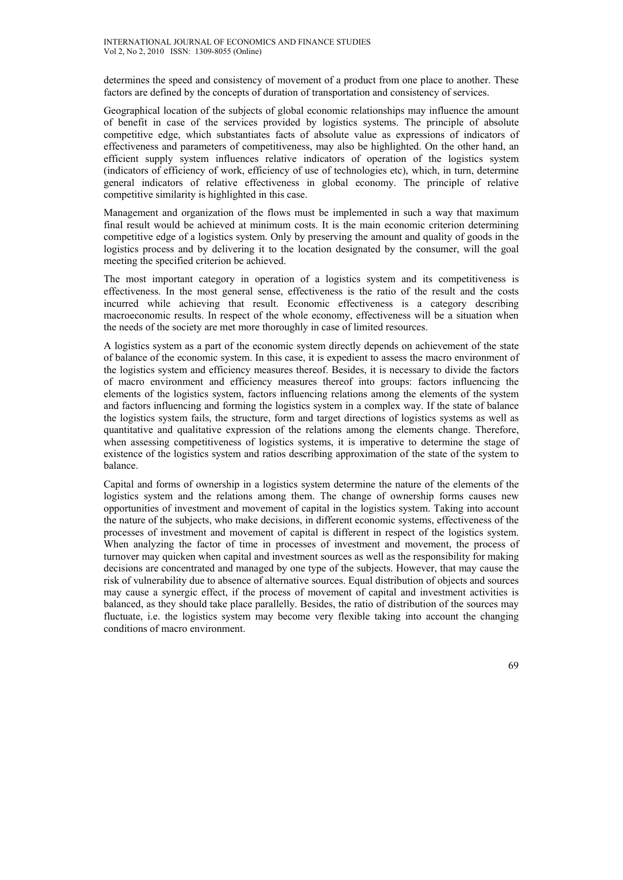determines the speed and consistency of movement of a product from one place to another. These factors are defined by the concepts of duration of transportation and consistency of services.

Geographical location of the subjects of global economic relationships may influence the amount of benefit in case of the services provided by logistics systems. The principle of absolute competitive edge, which substantiates facts of absolute value as expressions of indicators of effectiveness and parameters of competitiveness, may also be highlighted. On the other hand, an efficient supply system influences relative indicators of operation of the logistics system (indicators of efficiency of work, efficiency of use of technologies etc), which, in turn, determine general indicators of relative effectiveness in global economy. The principle of relative competitive similarity is highlighted in this case.

Management and organization of the flows must be implemented in such a way that maximum final result would be achieved at minimum costs. It is the main economic criterion determining competitive edge of a logistics system. Only by preserving the amount and quality of goods in the logistics process and by delivering it to the location designated by the consumer, will the goal meeting the specified criterion be achieved.

The most important category in operation of a logistics system and its competitiveness is effectiveness. In the most general sense, effectiveness is the ratio of the result and the costs incurred while achieving that result. Economic effectiveness is a category describing macroeconomic results. In respect of the whole economy, effectiveness will be a situation when the needs of the society are met more thoroughly in case of limited resources.

A logistics system as a part of the economic system directly depends on achievement of the state of balance of the economic system. In this case, it is expedient to assess the macro environment of the logistics system and efficiency measures thereof. Besides, it is necessary to divide the factors of macro environment and efficiency measures thereof into groups: factors influencing the elements of the logistics system, factors influencing relations among the elements of the system and factors influencing and forming the logistics system in a complex way. If the state of balance the logistics system fails, the structure, form and target directions of logistics systems as well as quantitative and qualitative expression of the relations among the elements change. Therefore, when assessing competitiveness of logistics systems, it is imperative to determine the stage of existence of the logistics system and ratios describing approximation of the state of the system to balance.

Capital and forms of ownership in a logistics system determine the nature of the elements of the logistics system and the relations among them. The change of ownership forms causes new opportunities of investment and movement of capital in the logistics system. Taking into account the nature of the subjects, who make decisions, in different economic systems, effectiveness of the processes of investment and movement of capital is different in respect of the logistics system. When analyzing the factor of time in processes of investment and movement, the process of turnover may quicken when capital and investment sources as well as the responsibility for making decisions are concentrated and managed by one type of the subjects. However, that may cause the risk of vulnerability due to absence of alternative sources. Equal distribution of objects and sources may cause a synergic effect, if the process of movement of capital and investment activities is balanced, as they should take place parallelly. Besides, the ratio of distribution of the sources may fluctuate, i.e. the logistics system may become very flexible taking into account the changing conditions of macro environment.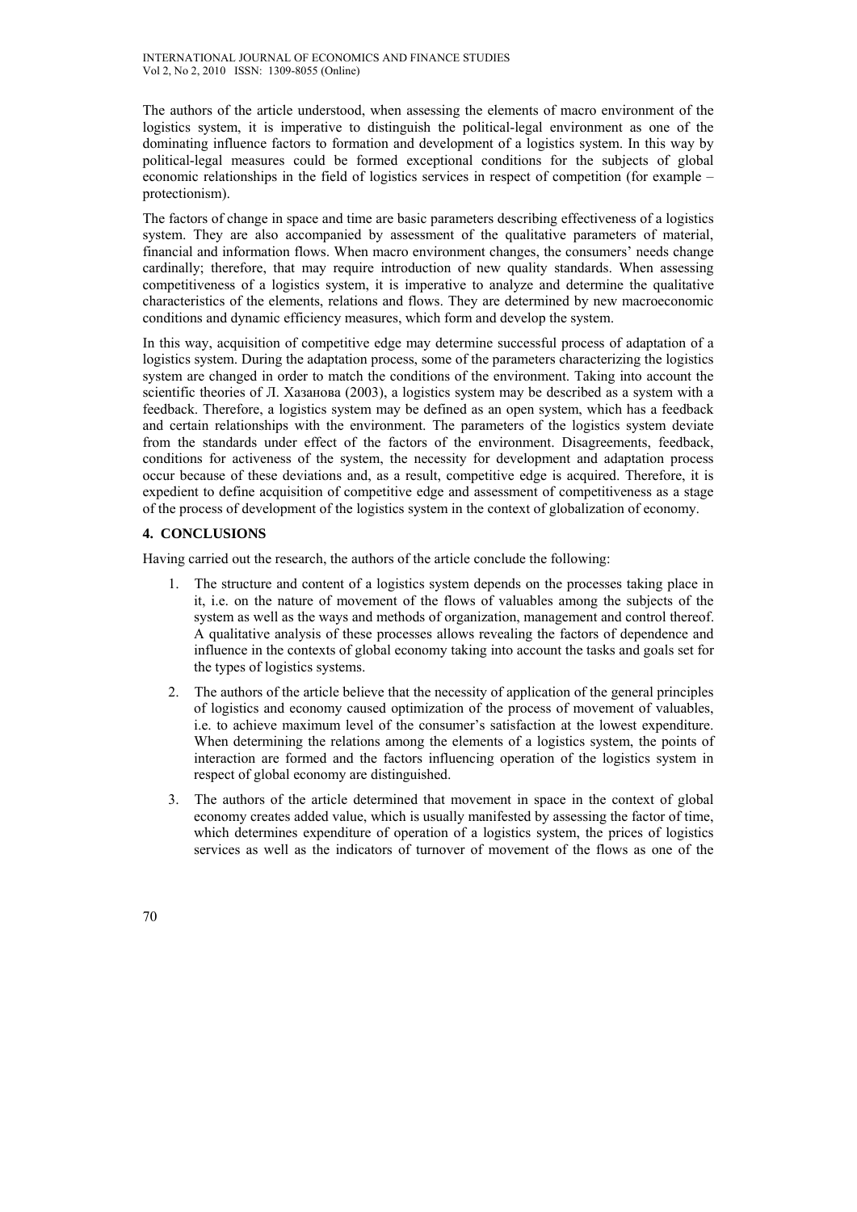The authors of the article understood, when assessing the elements of macro environment of the logistics system, it is imperative to distinguish the political-legal environment as one of the dominating influence factors to formation and development of a logistics system. In this way by political-legal measures could be formed exceptional conditions for the subjects of global economic relationships in the field of logistics services in respect of competition (for example – protectionism).

The factors of change in space and time are basic parameters describing effectiveness of a logistics system. They are also accompanied by assessment of the qualitative parameters of material, financial and information flows. When macro environment changes, the consumers' needs change cardinally; therefore, that may require introduction of new quality standards. When assessing competitiveness of a logistics system, it is imperative to analyze and determine the qualitative characteristics of the elements, relations and flows. They are determined by new macroeconomic conditions and dynamic efficiency measures, which form and develop the system.

In this way, acquisition of competitive edge may determine successful process of adaptation of a logistics system. During the adaptation process, some of the parameters characterizing the logistics system are changed in order to match the conditions of the environment. Taking into account the scientific theories of Л. Хазанова (2003), a logistics system may be described as a system with a feedback. Therefore, a logistics system may be defined as an open system, which has a feedback and certain relationships with the environment. The parameters of the logistics system deviate from the standards under effect of the factors of the environment. Disagreements, feedback, conditions for activeness of the system, the necessity for development and adaptation process occur because of these deviations and, as a result, competitive edge is acquired. Therefore, it is expedient to define acquisition of competitive edge and assessment of competitiveness as a stage of the process of development of the logistics system in the context of globalization of economy.

## 4. CONCLUSIONS

Having carried out the research, the authors of the article conclude the following:

1. The structure and content of a logistics system depends on the processes taking place in it, i.e. on the nature of movement of the flows of valuables among the subjects of the system as well as the ways and methods of organization, management and control thereof. A qualitative analysis of these processes allows revealing the factors of dependence and influence in the contexts of global economy taking into account the tasks and goals set for the types of logistics systems.
2. The authors of the article believe that the necessity of application of the general principles of logistics and economy caused optimization of the process of movement of valuables, i.e. to achieve maximum level of the consumer's satisfaction at the lowest expenditure. When determining the relations among the elements of a logistics system, the points of interaction are formed and the factors influencing operation of the logistics system in respect of global economy are distinguished.
3. The authors of the article determined that movement in space in the context of global economy creates added value, which is usually manifested by assessing the factor of time, which determines expenditure of operation of a logistics system, the prices of logistics services as well as the indicators of turnover of movement of the flows as one of the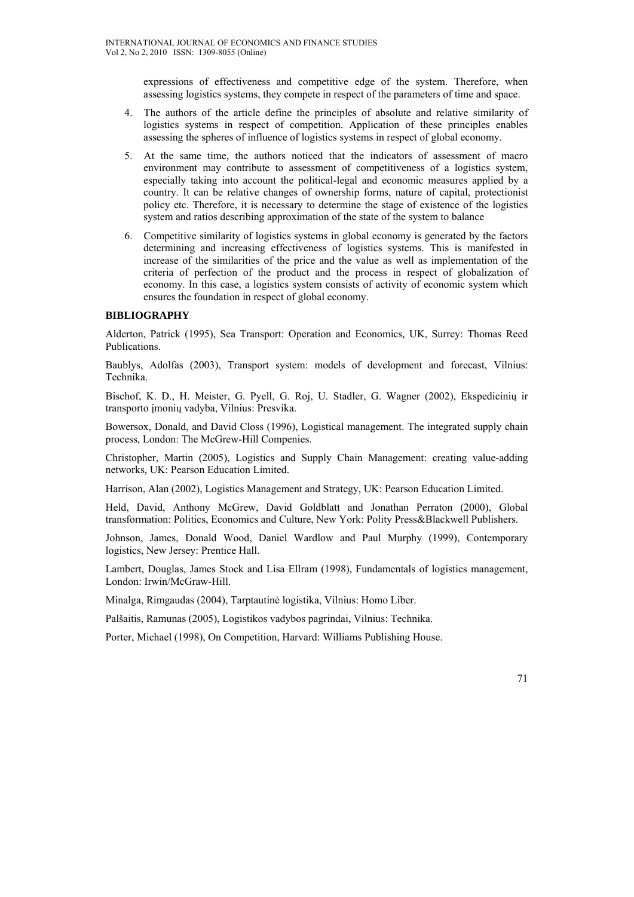expressions of effectiveness and competitive edge of the system. Therefore, when assessing logistics systems, they compete in respect of the parameters of time and space.

4. The authors of the article define the principles of absolute and relative similarity of logistics systems in respect of competition. Application of these principles enables assessing the spheres of influence of logistics systems in respect of global economy.
5. At the same time, the authors noticed that the indicators of assessment of macro environment may contribute to assessment of competitiveness of a logistics system, especially taking into account the political-legal and economic measures applied by a country. It can be relative changes of ownership forms, nature of capital, protectionist policy etc. Therefore, it is necessary to determine the stage of existence of the logistics system and ratios describing approximation of the state of the system to balance
6. Competitive similarity of logistics systems in global economy is generated by the factors determining and increasing effectiveness of logistics systems. This is manifested in increase of the similarities of the price and the value as well as implementation of the criteria of perfection of the product and the process in respect of globalization of economy. In this case, a logistics system consists of activity of economic system which ensures the foundation in respect of global economy.

**BIBLIOGRAPHY**

Alderton, Patrick (1995), Sea Transport: Operation and Economics, UK, Surrey: Thomas Reed Publications.

Baublys, Adolfas (2003), Transport system: models of development and forecast, Vilnius: Technika.

Bischof, K. D., H. Meister, G. Pyell, G. Roj, U. Stadler, G. Wagner (2002), Ekspedicinių ir transporto įmonių vadyba, Vilnius: Presvika.

Bowersox, Donald, and David Closs (1996), Logistical management. The integrated supply chain process, London: The McGrew-Hill Compenies.

Christopher, Martin (2005), Logistics and Supply Chain Management: creating value-adding networks, UK: Pearson Education Limited.

Harrison, Alan (2002), Logistics Management and Strategy, UK: Pearson Education Limited.

Held, David, Anthony McGrew, David Goldblatt and Jonathan Perraton (2000), Global transformation: Politics, Economics and Culture, New York: Polity Press&Blackwell Publishers.

Johnson, James, Donald Wood, Daniel Wardlow and Paul Murphy (1999), Contemporary logistics, New Jersey: Prentice Hall.

Lambert, Douglas, James Stock and Lisa Ellram (1998), Fundamentals of logistics management, London: Irwin/McGraw-Hill.

Minalga, Rimgaudas (2004), Tarptautinė logistika, Vilnius: Homo Liber.

Palšaitis, Ramunas (2005), Logistikos vadybos pagrindai, Vilnius: Technika.

Porter, Michael (1998), On Competition, Harvard: Williams Publishing House.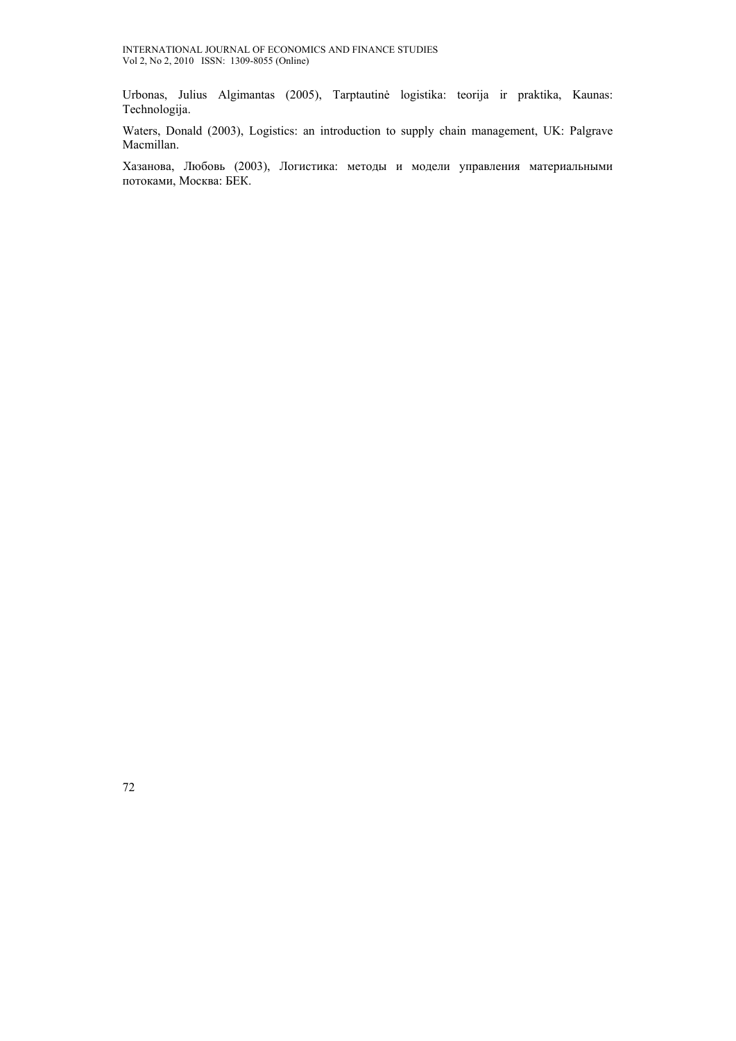Urbonas, Julius Algimantas (2005), Tarptautinė logistika: teorija ir praktika, Kaunas: Technologija.

Waters, Donald (2003), Logistics: an introduction to supply chain management, UK: Palgrave Macmillan.

Хазанова, Любовь (2003), Логистика: методы и модели управления материальными потоками, Москва: БЕК.